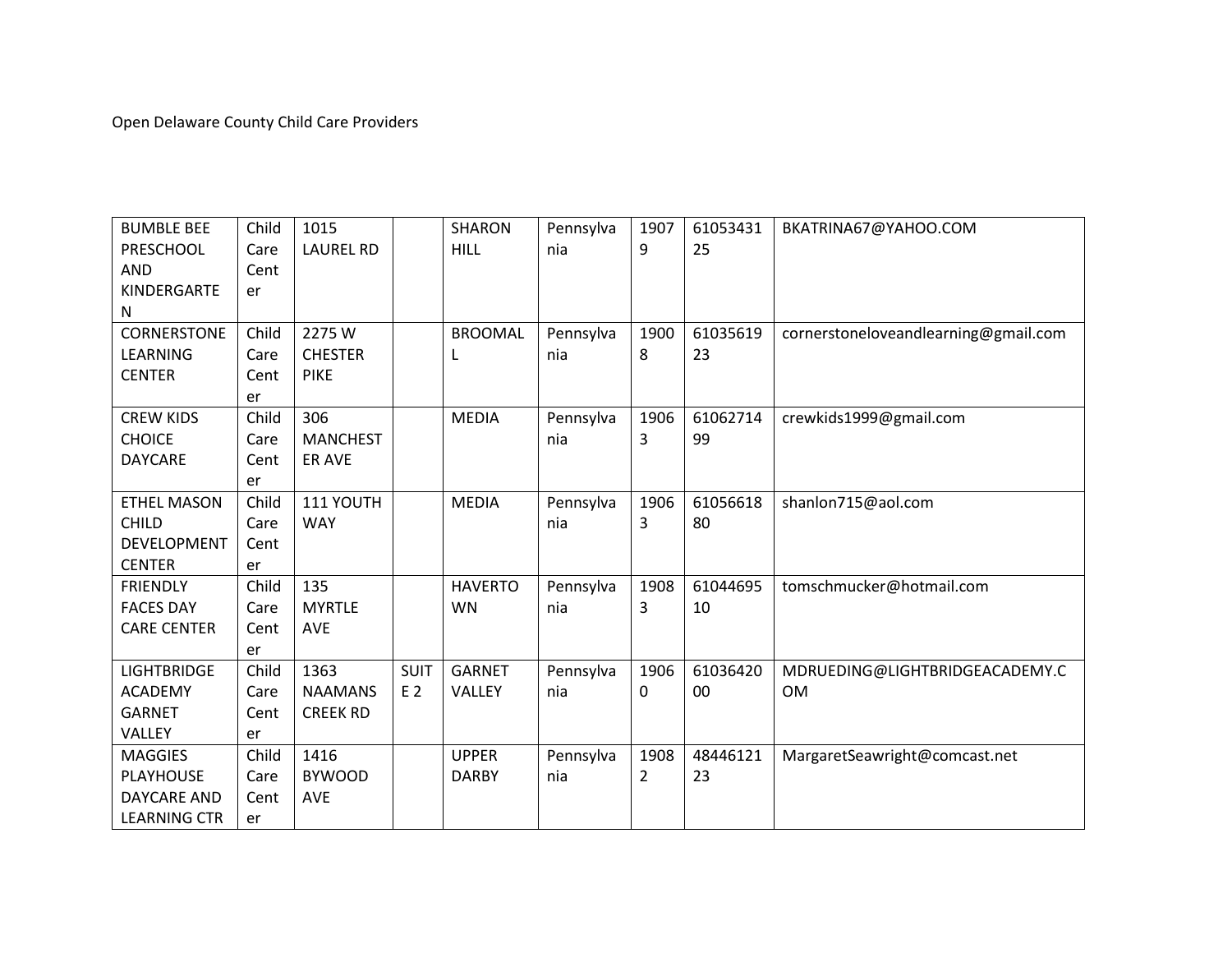Open Delaware County Child Care Providers

| | | | | | | | | |
|---|---|---|---|---|---|---|---|---|
| BUMBLE BEE PRESCHOOL AND KINDERGARTEN | Child Care Center | 1015 LAUREL RD | | SHARON HILL | Pennsylvania | 19079 | 6105343125 | BKATRINA67@YAHOO.COM |
| CORNERSTONE LEARNING CENTER | Child Care Center | 2275 W CHESTER PIKE | | BROOMALL | Pennsylvania | 19008 | 6103561923 | cornerstoneloveandlearning@gmail.com |
| CREW KIDS CHOICE DAYCARE | Child Care Center | 306 MANCHESTER AVE | | MEDIA | Pennsylvania | 19063 | 6106271499 | crewkids1999@gmail.com |
| ETHEL MASON CHILD DEVELOPMENT CENTER | Child Care Center | 111 YOUTH WAY | | MEDIA | Pennsylvania | 19063 | 6105661880 | shanlon715@aol.com |
| FRIENDLY FACES DAY CARE CENTER | Child Care Center | 135 MYRTLE AVE | | HAVERTOWN | Pennsylvania | 19083 | 6104469510 | tomschmucker@hotmail.com |
| LIGHTBRIDGE ACADEMY GARNET VALLEY | Child Care Center | 1363 NAAMANS CREEK RD | SUITE 2 | GARNET VALLEY | Pennsylvania | 19060 | 6103642000 | MDRUEDING@LIGHTBRIDGEACADEMY.COM |
| MAGGIES PLAYHOUSE DAYCARE AND LEARNING CTR | Child Care Center | 1416 BYWOOD AVE | | UPPER DARBY | Pennsylvania | 19082 | 4844612123 | MargaretSeawright@comcast.net |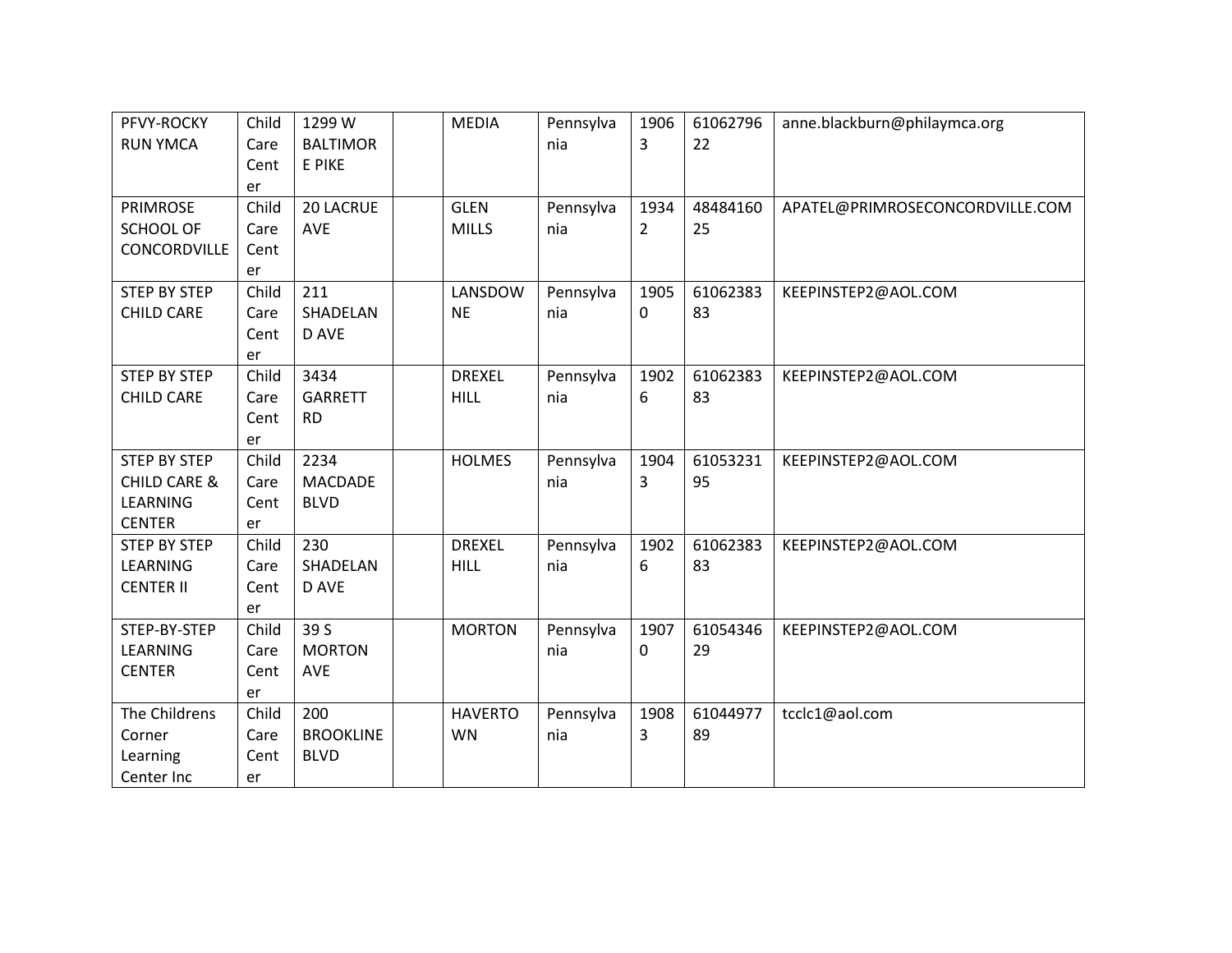| PFVY-ROCKY RUN YMCA | Child Care Center | 1299 W BALTIMORE PIKE | | MEDIA | Pennsylvania | 19063 | 6106279622 | anne.blackburn@philaymca.org |
|---|---|---|---|---|---|---|---|---|
| PRIMROSE SCHOOL OF CONCORDVILLE | Child Care Center | 20 LACRUE AVE | | GLEN MILLS | Pennsylvania | 19342 | 4848416025 | APATEL@PRIMROSECONCORDVILLE.COM |
| STEP BY STEP CHILD CARE | Child Care Center | 211 SHADELAND AVE | | LANSDOWNE | Pennsylvania | 19050 | 6106238383 | KEEPINSTEP2@AOL.COM |
| STEP BY STEP CHILD CARE | Child Care Center | 3434 GARRETT RD | | DREXEL HILL | Pennsylvania | 19026 | 6106238383 | KEEPINSTEP2@AOL.COM |
| STEP BY STEP CHILD CARE & LEARNING CENTER | Child Care Center | 2234 MACDADE BLVD | | HOLMES | Pennsylvania | 19043 | 6105323195 | KEEPINSTEP2@AOL.COM |
| STEP BY STEP LEARNING CENTER II | Child Care Center | 230 SHADELAND AVE | | DREXEL HILL | Pennsylvania | 19026 | 6106238383 | KEEPINSTEP2@AOL.COM |
| STEP-BY-STEP LEARNING CENTER | Child Care Center | 39 S MORTON AVE | | MORTON | Pennsylvania | 19070 | 6105434629 | KEEPINSTEP2@AOL.COM |
| The Childrens Corner Learning Center Inc | Child Care Center | 200 BROOKLINE BLVD | | HAVERTOWN | Pennsylvania | 19083 | 6104497789 | tcclc1@aol.com |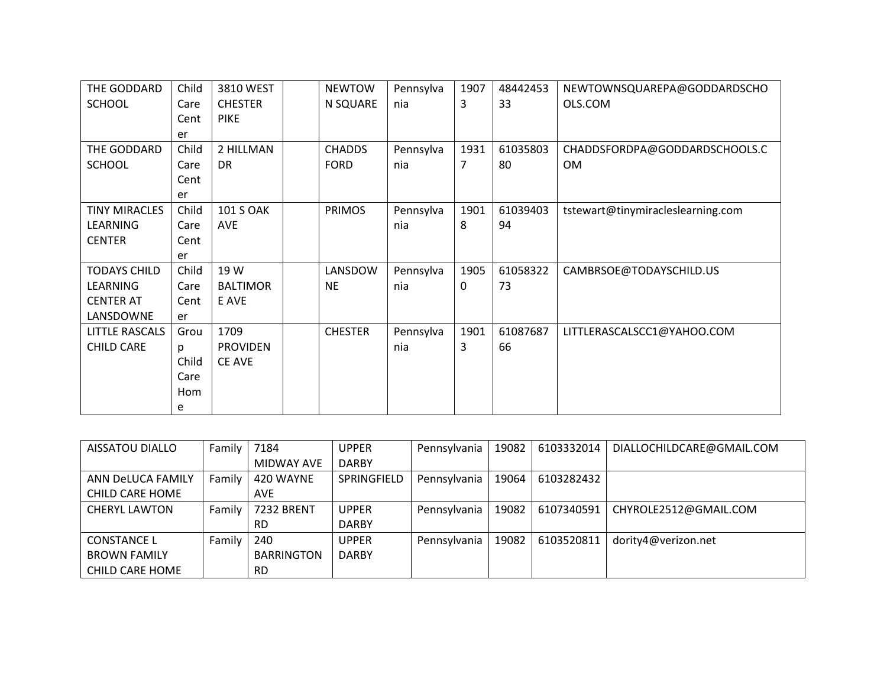| | | | | | | | | |
|---|---|---|---|---|---|---|---|---|
| THE GODDARD SCHOOL | Child Care Center | 3810 WEST CHESTER PIKE | | NEWTOWN SQUARE | Pennsylvania | 19073 | 4844245333 | NEWTOWNSQUAREPA@GODDARDSCHOOLS.COM |
| THE GODDARD SCHOOL | Child Care Center | 2 HILLMAN DR | | CHADDS FORD | Pennsylvania | 19317 | 6103580380 | CHADDSFORDPA@GODDARDSCHOOLS.COM |
| TINY MIRACLES LEARNING CENTER | Child Care Center | 101 S OAK AVE | | PRIMOS | Pennsylvania | 19018 | 6103940394 | tstewart@tinymiracleslearning.com |
| TODAYS CHILD LEARNING CENTER AT LANSDOWNE | Child Care Center | 19 W BALTIMORE AVE | | LANSDOWNE | Pennsylvania | 19050 | 6105832273 | CAMBRSOE@TODAYSCHILD.US |
| LITTLE RASCALS CHILD CARE | Group Child Care Home | 1709 PROVIDENCE AVE | | CHESTER | Pennsylvania | 19013 | 6108768766 | LITTLERASCALSCC1@YAHOO.COM |

| | | | | | | | |
|---|---|---|---|---|---|---|---|
| AISSATOU DIALLO | Family | 7184 MIDWAY AVE | UPPER DARBY | Pennsylvania | 19082 | 6103332014 | DIALLOCHILDCARE@GMAIL.COM |
| ANN DeLUCA FAMILY CHILD CARE HOME | Family | 420 WAYNE AVE | SPRINGFIELD | Pennsylvania | 19064 | 6103282432 | |
| CHERYL LAWTON | Family | 7232 BRENT RD | UPPER DARBY | Pennsylvania | 19082 | 6107340591 | CHYROLE2512@GMAIL.COM |
| CONSTANCE L BROWN FAMILY CHILD CARE HOME | Family | 240 BARRINGTON RD | UPPER DARBY | Pennsylvania | 19082 | 6103520811 | dority4@verizon.net |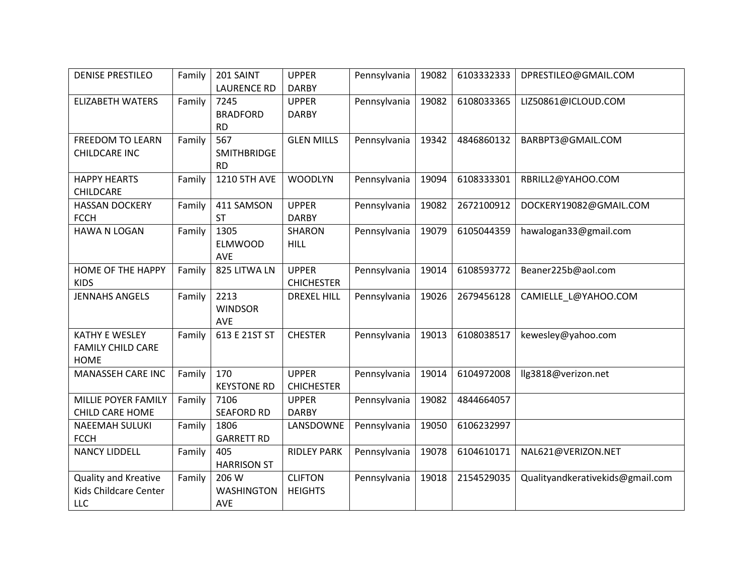| DENISE PRESTILEO | Family | 201 SAINT LAURENCE RD | UPPER DARBY | Pennsylvania | 19082 | 6103332333 | DPRESTILEO@GMAIL.COM |
|---|---|---|---|---|---|---|---|
| ELIZABETH WATERS | Family | 7245 BRADFORD RD | UPPER DARBY | Pennsylvania | 19082 | 6108033365 | LIZ50861@ICLOUD.COM |
| FREEDOM TO LEARN CHILDCARE INC | Family | 567 SMITHBRIDGE RD | GLEN MILLS | Pennsylvania | 19342 | 4846860132 | BARBPT3@GMAIL.COM |
| HAPPY HEARTS CHILDCARE | Family | 1210 5TH AVE | WOODLYN | Pennsylvania | 19094 | 6108333301 | RBRILL2@YAHOO.COM |
| HASSAN DOCKERY FCCH | Family | 411 SAMSON ST | UPPER DARBY | Pennsylvania | 19082 | 2672100912 | DOCKERY19082@GMAIL.COM |
| HAWA N LOGAN | Family | 1305 ELMWOOD AVE | SHARON HILL | Pennsylvania | 19079 | 6105044359 | hawalogan33@gmail.com |
| HOME OF THE HAPPY KIDS | Family | 825 LITWA LN | UPPER CHICHESTER | Pennsylvania | 19014 | 6108593772 | Beaner225b@aol.com |
| JENNAHS ANGELS | Family | 2213 WINDSOR AVE | DREXEL HILL | Pennsylvania | 19026 | 2679456128 | CAMIELLE_L@YAHOO.COM |
| KATHY E WESLEY FAMILY CHILD CARE HOME | Family | 613 E 21ST ST | CHESTER | Pennsylvania | 19013 | 6108038517 | kewesley@yahoo.com |
| MANASSEH CARE INC | Family | 170 KEYSTONE RD | UPPER CHICHESTER | Pennsylvania | 19014 | 6104972008 | llg3818@verizon.net |
| MILLIE POYER FAMILY CHILD CARE HOME | Family | 7106 SEAFORD RD | UPPER DARBY | Pennsylvania | 19082 | 4844664057 | |
| NAEEMAH SULUKI FCCH | Family | 1806 GARRETT RD | LANSDOWNE | Pennsylvania | 19050 | 6106232997 | |
| NANCY LIDDELL | Family | 405 HARRISON ST | RIDLEY PARK | Pennsylvania | 19078 | 6104610171 | NAL621@VERIZON.NET |
| Quality and Kreative Kids Childcare Center LLC | Family | 206 W WASHINGTON AVE | CLIFTON HEIGHTS | Pennsylvania | 19018 | 2154529035 | Qualityandkerativekids@gmail.com |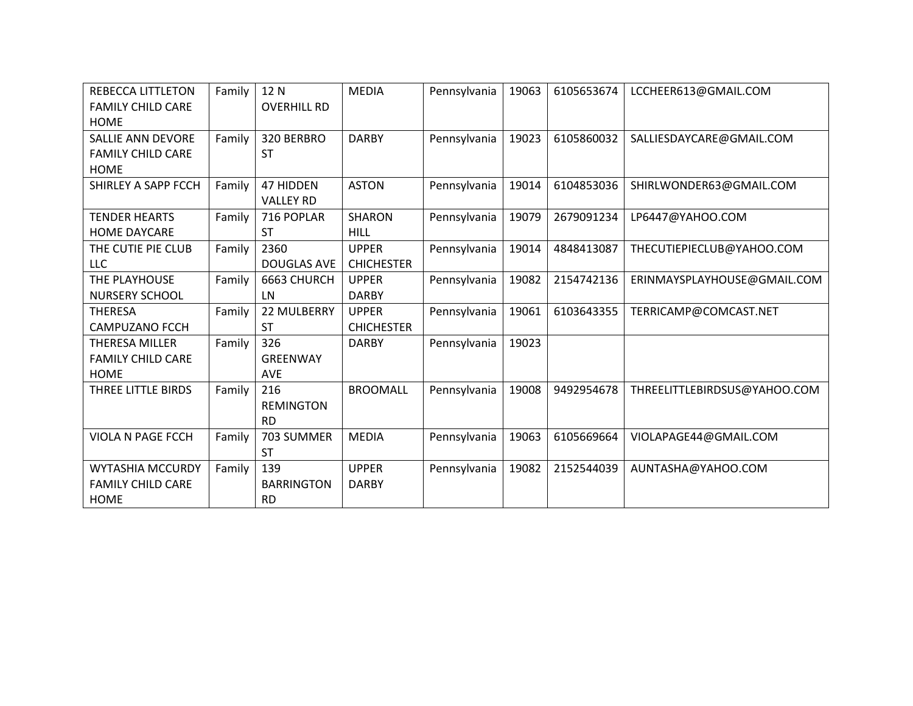| | | | | | | | |
|---|---|---|---|---|---|---|---|
| REBECCA LITTLETON FAMILY CHILD CARE HOME | Family | 12 N OVERHILL RD | MEDIA | Pennsylvania | 19063 | 6105653674 | LCCHEER613@GMAIL.COM |
| SALLIE ANN DEVORE FAMILY CHILD CARE HOME | Family | 320 BERBRO ST | DARBY | Pennsylvania | 19023 | 6105860032 | SALLIESDAYCARE@GMAIL.COM |
| SHIRLEY A SAPP FCCH | Family | 47 HIDDEN VALLEY RD | ASTON | Pennsylvania | 19014 | 6104853036 | SHIRLWONDER63@GMAIL.COM |
| TENDER HEARTS HOME DAYCARE | Family | 716 POPLAR ST | SHARON HILL | Pennsylvania | 19079 | 2679091234 | LP6447@YAHOO.COM |
| THE CUTIE PIE CLUB LLC | Family | 2360 DOUGLAS AVE | UPPER CHICHESTER | Pennsylvania | 19014 | 4848413087 | THECUTIEPIECLUB@YAHOO.COM |
| THE PLAYHOUSE NURSERY SCHOOL | Family | 6663 CHURCH LN | UPPER DARBY | Pennsylvania | 19082 | 2154742136 | ERINMAYSPLAYHOUSE@GMAIL.COM |
| THERESA CAMPUZANO FCCH | Family | 22 MULBERRY ST | UPPER CHICHESTER | Pennsylvania | 19061 | 6103643355 | TERRICAMP@COMCAST.NET |
| THERESA MILLER FAMILY CHILD CARE HOME | Family | 326 GREENWAY AVE | DARBY | Pennsylvania | 19023 | | |
| THREE LITTLE BIRDS | Family | 216 REMINGTON RD | BROOMALL | Pennsylvania | 19008 | 9492954678 | THREELITTLEBIRDSUS@YAHOO.COM |
| VIOLA N PAGE FCCH | Family | 703 SUMMER ST | MEDIA | Pennsylvania | 19063 | 6105669664 | VIOLAPAGE44@GMAIL.COM |
| WYTASHIA MCCURDY FAMILY CHILD CARE HOME | Family | 139 BARRINGTON RD | UPPER DARBY | Pennsylvania | 19082 | 2152544039 | AUNTASHA@YAHOO.COM |